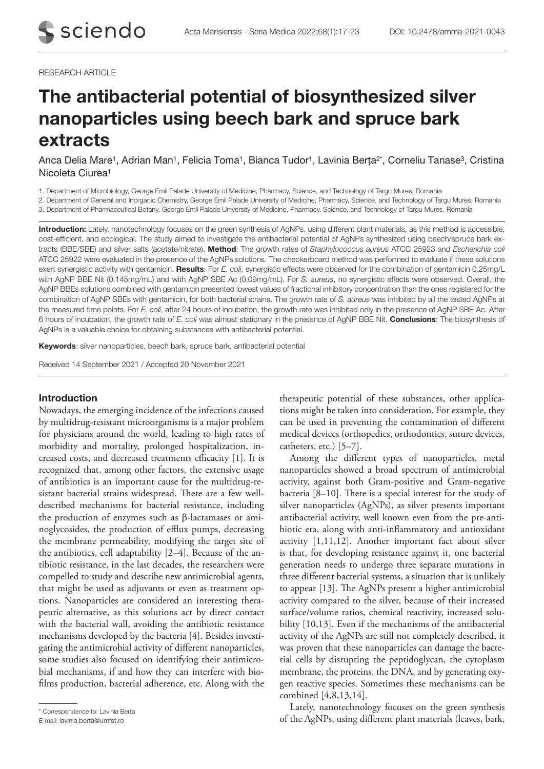RESEARCH ARTICLE

# The antibacterial potential of biosynthesized silver nanoparticles using beech bark and spruce bark extracts

Anca Delia Mare[1], Adrian Man[1], Felicia Toma[1], Bianca Tudor[1], Lavinia Berța[2*], Corneliu Tanase[3], Cristina Nicoleta Ciurea[1]

1. Department of Microbiology, George Emil Palade University of Medicine, Pharmacy, Science, and Technology of Targu Mures, Romania
2. Department of General and Inorganic Chemistry, George Emil Palade University of Medicine, Pharmacy, Science, and Technology of Targu Mures, Romania
3. Department of Pharmaceutical Botany, George Emil Palade University of Medicine, Pharmacy, Science, and Technology of Targu Mures, Romania

**Introduction:** Lately, nanotechnology focuses on the green synthesis of AgNPs, using different plant materials, as this method is accessible, cost-efficient, and ecological. The study aimed to investigate the antibacterial potential of AgNPs synthesized using beech/spruce bark extracts (BBE/SBE) and silver salts (acetate/nitrate). **Method**: The growth rates of *Staphylococcus aureus* ATCC 25923 and *Escherichia coli* ATCC 25922 were evaluated in the presence of the AgNPs solutions. The checkerboard method was performed to evaluate if these solutions exert synergistic activity with gentamicin. **Results**: For *E. coli*, synergistic effects were observed for the combination of gentamicin 0.25mg/L with AgNP BBE Nit (0.145mg/mL) and with AgNP SBE Ac (0,09mg/mL). For *S. aureus*, no synergistic effects were observed. Overall, the AgNP BBEs solutions combined with gentamicin presented lowest values of fractional inhibitory concentration than the ones registered for the combination of AgNP SBEs with gentamicin, for both bacterial strains. The growth rate of *S. aureus* was inhibited by all the tested AgNPs at the measured time points. For *E. coli*, after 24 hours of incubation, the growth rate was inhibited only in the presence of AgNP SBE Ac. After 6 hours of incubation, the growth rate of *E. coli* was almost stationary in the presence of AgNP BBE Nit. **Conclusions**: The biosynthesis of AgNPs is a valuable choice for obtaining substances with antibacterial potential.

**Keywords**: silver nanoparticles, beech bark, spruce bark, antibacterial potential

Received 14 September 2021 / Accepted 20 November 2021

## Introduction

Nowadays, the emerging incidence of the infections caused by multidrug-resistant microorganisms is a major problem for physicians around the world, leading to high rates of morbidity and mortality, prolonged hospitalization, increased costs, and decreased treatments efficacity [1]. It is recognized that, among other factors, the extensive usage of antibiotics is an important cause for the multidrug-resistant bacterial strains widespread. There are a few well-described mechanisms for bacterial resistance, including the production of enzymes such as β-lactamases or aminoglycosides, the production of efflux pumps, decreasing the membrane permeability, modifying the target site of the antibiotics, cell adaptability [2–4]. Because of the antibiotic resistance, in the last decades, the researchers were compelled to study and describe new antimicrobial agents, that might be used as adjuvants or even as treatment options. Nanoparticles are considered an interesting therapeutic alternative, as this solutions act by direct contact with the bacterial wall, avoiding the antibiotic resistance mechanisms developed by the bacteria [4]. Besides investigating the antimicrobial activity of different nanoparticles, some studies also focused on identifying their antimicrobial mechanisms, if and how they can interfere with biofilms production, bacterial adherence, etc. Along with the therapeutic potential of these substances, other applications might be taken into consideration. For example, they can be used in preventing the contamination of different medical devices (orthopedics, orthodontics, suture devices, catheters, etc.) [5–7].

Among the different types of nanoparticles, metal nanoparticles showed a broad spectrum of antimicrobial activity, against both Gram-positive and Gram-negative bacteria [8–10]. There is a special interest for the study of silver nanoparticles (AgNPs), as silver presents important antibacterial activity, well known even from the pre-antibiotic era, along with anti-inflammatory and antioxidant activity [1,11,12]. Another important fact about silver is that, for developing resistance against it, one bacterial generation needs to undergo three separate mutations in three different bacterial systems, a situation that is unlikely to appear [13]. The AgNPs present a higher antimicrobial activity compared to the silver, because of their increased surface/volume ratios, chemical reactivity, increased solubility [10,13]. Even if the mechanisms of the antibacterial activity of the AgNPs are still not completely described, it was proven that these nanoparticles can damage the bacterial cells by disrupting the peptidoglycan, the cytoplasm membrane, the proteins, the DNA, and by generating oxygen reactive species. Sometimes these mechanisms can be combined [4,8,13,14].

Lately, nanotechnology focuses on the green synthesis of the AgNPs, using different plant materials (leaves, bark,

\* Correspondence to: Lavinia Berța
E-mail: lavinia.berta@umfst.ro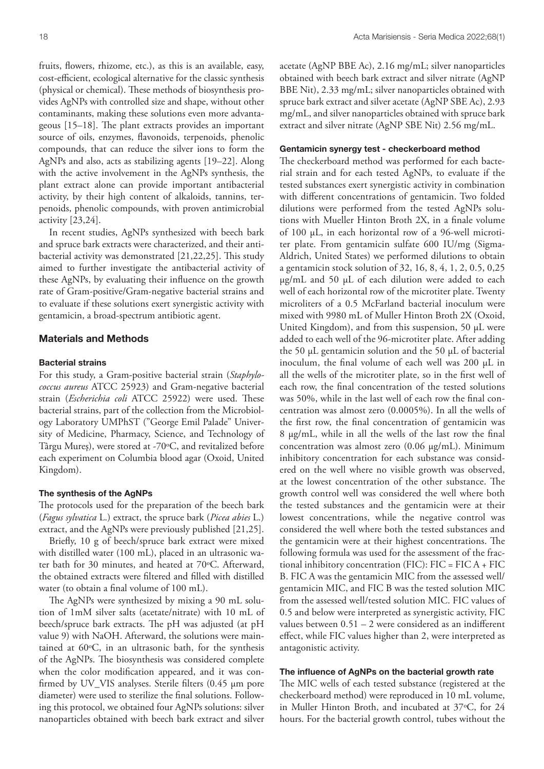fruits, flowers, rhizome, etc.), as this is an available, easy, cost-efficient, ecological alternative for the classic synthesis (physical or chemical). These methods of biosynthesis provides AgNPs with controlled size and shape, without other contaminants, making these solutions even more advantageous [15–18]. The plant extracts provides an important source of oils, enzymes, flavonoids, terpenoids, phenolic compounds, that can reduce the silver ions to form the AgNPs and also, acts as stabilizing agents [19–22]. Along with the active involvement in the AgNPs synthesis, the plant extract alone can provide important antibacterial activity, by their high content of alkaloids, tannins, terpenoids, phenolic compounds, with proven antimicrobial activity [23,24].

In recent studies, AgNPs synthesized with beech bark and spruce bark extracts were characterized, and their antibacterial activity was demonstrated [21,22,25]. This study aimed to further investigate the antibacterial activity of these AgNPs, by evaluating their influence on the growth rate of Gram-positive/Gram-negative bacterial strains and to evaluate if these solutions exert synergistic activity with gentamicin, a broad-spectrum antibiotic agent.

## Materials and Methods

### Bacterial strains

For this study, a Gram-positive bacterial strain (*Staphylococcus aureus* ATCC 25923) and Gram-negative bacterial strain (*Escherichia coli* ATCC 25922) were used. These bacterial strains, part of the collection from the Microbiology Laboratory UMPhST ("George Emil Palade" University of Medicine, Pharmacy, Science, and Technology of Târgu Mureş), were stored at -70ºC, and revitalized before each experiment on Columbia blood agar (Oxoid, United Kingdom).

### The synthesis of the AgNPs

The protocols used for the preparation of the beech bark (*Fagus sylvatica* L.) extract, the spruce bark (*Picea abies* L.) extract, and the AgNPs were previously published [21,25].

Briefly, 10 g of beech/spruce bark extract were mixed with distilled water (100 mL), placed in an ultrasonic water bath for 30 minutes, and heated at 70ºC. Afterward, the obtained extracts were filtered and filled with distilled water (to obtain a final volume of 100 mL).

The AgNPs were synthesized by mixing a 90 mL solution of 1mM silver salts (acetate/nitrate) with 10 mL of beech/spruce bark extracts. The pH was adjusted (at pH value 9) with NaOH. Afterward, the solutions were maintained at 60ºC, in an ultrasonic bath, for the synthesis of the AgNPs. The biosynthesis was considered complete when the color modification appeared, and it was confirmed by UV_VIS analyses. Sterile filters (0.45 µm pore diameter) were used to sterilize the final solutions. Following this protocol, we obtained four AgNPs solutions: silver nanoparticles obtained with beech bark extract and silver acetate (AgNP BBE Ac), 2.16 mg/mL; silver nanoparticles obtained with beech bark extract and silver nitrate (AgNP BBE Nit), 2.33 mg/mL; silver nanoparticles obtained with spruce bark extract and silver acetate (AgNP SBE Ac), 2.93 mg/mL, and silver nanoparticles obtained with spruce bark extract and silver nitrate (AgNP SBE Nit) 2.56 mg/mL.

### Gentamicin synergy test - checkerboard method

The checkerboard method was performed for each bacterial strain and for each tested AgNPs, to evaluate if the tested substances exert synergistic activity in combination with different concentrations of gentamicin. Two folded dilutions were performed from the tested AgNPs solutions with Mueller Hinton Broth 2X, in a finale volume of 100 µL, in each horizontal row of a 96-well microtiter plate. From gentamicin sulfate 600 IU/mg (Sigma-Aldrich, United States) we performed dilutions to obtain a gentamicin stock solution of 32, 16, 8, 4, 1, 2, 0.5, 0,25 µg/mL and 50 µL of each dilution were added to each well of each horizontal row of the microtiter plate. Twenty microliters of a 0.5 McFarland bacterial inoculum were mixed with 9980 mL of Muller Hinton Broth 2X (Oxoid, United Kingdom), and from this suspension, 50 µL were added to each well of the 96-microtiter plate. After adding the 50 µL gentamicin solution and the 50 µL of bacterial inoculum, the final volume of each well was 200 µL in all the wells of the microtiter plate, so in the first well of each row, the final concentration of the tested solutions was 50%, while in the last well of each row the final concentration was almost zero (0.0005%). In all the wells of the first row, the final concentration of gentamicin was 8 µg/mL, while in all the wells of the last row the final concentration was almost zero (0.06 µg/mL). Minimum inhibitory concentration for each substance was considered on the well where no visible growth was observed, at the lowest concentration of the other substance. The growth control well was considered the well where both the tested substances and the gentamicin were at their lowest concentrations, while the negative control was considered the well where both the tested substances and the gentamicin were at their highest concentrations. The following formula was used for the assessment of the fractional inhibitory concentration (FIC): FIC = FIC A + FIC B. FIC A was the gentamicin MIC from the assessed well/gentamicin MIC, and FIC B was the tested solution MIC from the assessed well/tested solution MIC. FIC values of 0.5 and below were interpreted as synergistic activity, FIC values between 0.51 – 2 were considered as an indifferent effect, while FIC values higher than 2, were interpreted as antagonistic activity.

### The influence of AgNPs on the bacterial growth rate

The MIC wells of each tested substance (registered at the checkerboard method) were reproduced in 10 mL volume, in Muller Hinton Broth, and incubated at 37ºC, for 24 hours. For the bacterial growth control, tubes without the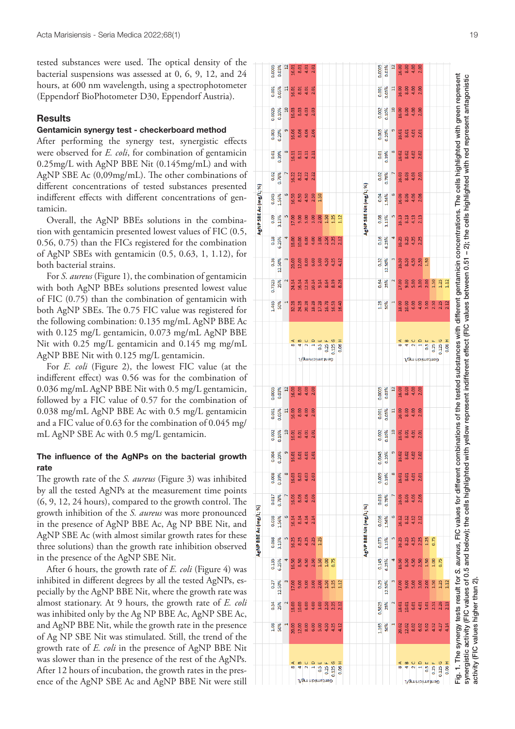tested substances were used. The optical density of the bacterial suspensions was assessed at 0, 6, 9, 12, and 24 hours, at 600 nm wavelength, using a spectrophotometer (Eppendorf BioPhotometer D30, Eppendorf Austria).

## Results

### Gentamicin synergy test - checkerboard method

After performing the synergy test, synergistic effects were observed for *E. coli*, for combination of gentamicin 0.25mg/L with AgNP BBE Nit (0.145mg/mL) and with AgNP SBE Ac (0,09mg/mL). The other combinations of different concentrations of tested substances presented indifferent effects with different concentrations of gentamicin.

Overall, the AgNP BBEs solutions in the combination with gentamicin presented lowest values of FIC (0.5, 0.56, 0.75) than the FICs registered for the combination of AgNP SBEs with gentamicin (0.5, 0.63, 1, 1.12), for both bacterial strains.

For *S. aureus* (Figure 1), the combination of gentamicin with both AgNP BBEs solutions presented lowest value of FIC (0.75) than the combination of gentamicin with both AgNP SBEs. The 0.75 FIC value was registered for the following combination: 0.135 mg/mL AgNP BBE Ac with 0.125 mg/L gentamicin, 0.073 mg/mL AgNP BBE Nit with 0.25 mg/L gentamicin and 0.145 mg mg/mL AgNP BBE Nit with 0.125 mg/L gentamicin.

For *E. coli* (Figure 2), the lowest FIC value (at the indifferent effect) was 0.56 was for the combination of 0.036 mg/mL AgNP BBE Nit with 0.5 mg/L gentamicin, followed by a FIC value of 0.57 for the combination of 0.038 mg/mL AgNP BBE Ac with 0.5 mg/L gentamicin and a FIC value of 0.63 for the combination of 0.045 mg/mL AgNP SBE Ac with 0.5 mg/L gentamicin.

### The influence of the AgNPs on the bacterial growth rate

The growth rate of the *S. aureus* (Figure 3) was inhibited by all the tested AgNPs at the measurement time points (6, 9, 12, 24 hours), compared to the growth control. The growth inhibition of the *S. aureus* was more pronounced in the presence of AgNP BBE Ac, Ag NP BBE Nit, and AgNP SBE Ac (with almost similar growth rates for these three solutions) than the growth rate inhibition observed in the presence of the AgNP SBE Nit.

After 6 hours, the growth rate of *E. coli* (Figure 4) was inhibited in different degrees by all the tested AgNPs, especially by the AgNP BBE Nit, where the growth rate was almost stationary. At 9 hours, the growth rate of *E. coli* was inhibited only by the Ag NP BBE Ac, AgNP SBE Ac, and AgNP BBE Nit, while the growth rate in the presence of Ag NP SBE Nit was stimulated. Still, the trend of the growth rate of *E. coli* in the presence of AgNP BBE Nit was slower than in the presence of the rest of the AgNPs. After 12 hours of incubation, the growth rates in the presence of the AgNP SBE Ac and AgNP BBE Nit were still

**AgNP BBE Ac (mg/L; %)**

| Gentamicin mg/L | 1.08 (50%) | 0.54 (25%) | 0.27 (12.50%) | 0.135 (6.25%) | 0.068 (3.13%) | 0.038 (1.56%) | 0.017 (0.78%) | 0.008 (0.39%) | 0.004 (0.20%) | 0.002 (0.10%) | 0.001 (0.05%) | 0.0005 (0.03%) |
|---|---|---|---|---|---|---|---|---|---|---|---|---|
| | 1 | 2 | 3 | 4 | 5 | 6 | 7 | 8 | 9 | 10 | 11 | 12 |
| 8 A | 20.00 | 18.00 | 17.00 | 16.50 | 16.25 | 16.14 | 16.06 | 16.03 | 16.01 | 16.01 | 16.00 | 16.00 |
| 4 B | 12.00 | 10.00 | 9.00 | 8.50 | 8.25 | 8.14 | 8.06 | 8.03 | 8.01 | 8.01 | 8.00 | 8.00 |
| 2 C | 8.00 | 6.00 | 5.00 | 4.50 | 4.25 | 4.14 | 4.06 | 4.03 | 4.01 | 4.01 | 4.00 | 4.00 |
| 1 D | 6.00 | 4.00 | 3.00 | 2.50 | 2.25 | 2.14 | 2.06 | 2.03 | 2.01 | 2.01 | 2.00 | 2.00 |
| 0.5 E | 5.00 | 3.00 | 2.00 | 1.50 | 1.25 | | | | | | | |
| 0.25 F | 4.50 | 2.50 | 1.50 | 1.00 | | | | | | | | |
| 0.125 G | 4.25 | 2.25 | 1.25 | 0.75 | | | | | | | | |
| 0.06 H | 4.12 | 2.12 | 1.12 | | | | | | | | | |

**AgNP BBE Nit (mg/L; %)**

| Gentamicin mg/L | 1.165 (50%) | 0.5825 (25%) | 0.29 (12.50%) | 0.145 (6.25%) | 0.073 (3.13%) | 0.036 (1.56%) | 0.018 (0.78%) | 0.009 (0.39%) | 0.0045 (0.20%) | 0.002 (0.10%) | 0.001 (0.05%) | 0.0005 (0.03%) |
|---|---|---|---|---|---|---|---|---|---|---|---|---|
| | 1 | 2 | 3 | 4 | 5 | 6 | 7 | 8 | 9 | 10 | 11 | 12 |
| 8 A | 20.02 | 18.01 | 17.00 | 16.50 | 16.25 | 16.12 | 16.06 | 16.01 | 16.02 | 16.01 | 16.00 | 16.00 |
| 4 B | 12.02 | 10.01 | 9.00 | 8.50 | 8.25 | 8.12 | 8.06 | 8.01 | 8.02 | 8.01 | 8.00 | 8.00 |
| 2 C | 8.02 | 6.01 | 5.00 | 4.50 | 4.25 | 4.12 | 4.06 | 4.01 | 4.02 | 4.01 | 4.00 | 4.00 |
| 1 D | 6.02 | 4.01 | 3.00 | 2.50 | 2.25 | 2.12 | 2.06 | 2.01 | 2.02 | 2.01 | 2.00 | 2.00 |
| 0.5 E | 5.02 | 3.01 | 2.00 | 1.50 | 1.25 | | | | | | | |
| 0.25 F | 4.52 | 2.51 | 1.50 | 1.00 | 0.75 | | | | | | | |
| 0.125 G | 4.27 | 2.26 | 1.25 | 0.75 | | | | | | | | |
| 0.06 H | 4.14 | 2.13 | 1.12 | | | | | | | | | |

**AgNP SBE Ac (mg/L; %)**

| Gentamicin mg/L | 1.465 (50%) | 0.7325 (25%) | 0.36 (12.50%) | 0.18 (6.25%) | 0.09 (3.13%) | 0.045 (1.56%) | 0.02 (0.78%) | 0.01 (0.39%) | 0.005 (0.20%) | 0.0025 (0.10%) | 0.001 (0.05%) | 0.0005 (0.03%) |
|---|---|---|---|---|---|---|---|---|---|---|---|---|
| | 1 | 2 | 3 | 4 | 5 | 6 | 7 | 8 | 9 | 10 | 11 | 12 |
| 8 A | 32.28 | 24.14 | 20.00 | 18.00 | 17.00 | 16.50 | 16.22 | 16.11 | 16.06 | 16.03 | 16.01 | 16.01 |
| 4 B | 24.28 | 16.14 | 12.00 | 10.00 | 9.00 | 8.50 | 8.22 | 8.11 | 8.06 | 8.03 | 8.01 | 8.01 |
| 2 C | 20.28 | 12.14 | 8.00 | 6.00 | 5.00 | 4.50 | 4.22 | 4.11 | 4.06 | 4.03 | 4.01 | 4.01 |
| 1 D | 18.28 | 10.14 | 6.00 | 4.00 | 3.00 | 2.50 | 2.22 | 2.11 | 2.06 | 2.03 | 2.01 | 2.01 |
| 0.5 E | 17.28 | 9.14 | 5.00 | 3.00 | 2.00 | 1.50 | | | | | | |
| 0.25 F | 16.78 | 8.64 | 4.50 | 2.50 | 1.50 | | | | | | | |
| 0.125 G | 16.53 | 8.39 | 4.25 | 2.25 | 1.25 | | | | | | | |
| 0.06 H | 16.40 | 8.26 | 4.12 | 2.12 | 1.12 | | | | | | | |

**AgNP SBE Nit (mg/L; %)**

| Gentamicin mg/L | 1.28 (50%) | 0.64 (25%) | 0.32 (12.50%) | 0.16 (6.25%) | 0.08 (3.13%) | 0.04 (1.56%) | 0.02 (0.78%) | 0.01 (0.39%) | 0.005 (0.20%) | 0.002 (0.10%) | 0.001 (0.05%) | 0.0005 (0.03%) |
|---|---|---|---|---|---|---|---|---|---|---|---|---|
| | 1 | 2 | 3 | 4 | 5 | 6 | 7 | 8 | 9 | 10 | 11 | 12 |
| 8 A | 18.00 | 17.00 | 16.50 | 16.25 | 16.13 | 16.06 | 16.03 | 16.02 | 16.01 | 16.00 | 16.00 | 16.00 |
| 4 B | 10.00 | 9.00 | 8.50 | 8.25 | 8.13 | 8.06 | 8.03 | 8.02 | 8.01 | 8.00 | 8.00 | 8.00 |
| 2 C | 6.00 | 5.00 | 4.50 | 4.25 | 4.13 | 4.06 | 4.03 | 4.02 | 4.01 | 4.00 | 4.00 | 4.00 |
| 1 D | 4.00 | 3.00 | 2.50 | 2.25 | 2.13 | 2.06 | 2.03 | 2.02 | 2.01 | 2.00 | 2.00 | 2.00 |
| 0.5 E | 3.00 | 2.00 | 1.50 | | | | | | | | | |
| 0.25 F | 2.50 | 1.50 | | | | | | | | | | |
| 0.125 G | 2.25 | 1.25 | | | | | | | | | | |
| 0.06 H | 2.12 | 1.12 | | | | | | | | | | |

Fig. 1. The synergy tests result for *S. aureus*, FIC values for different combinations of the tested substances with different gentamicin concentrations. The cells highlighted with green represent synergistic activity (FIC values of 0.5 and below); the cells highlighted with yellow represent indifferent effect (FIC values between 0.51 – 2); the cells highlighted with red represent antagonistic activity (FIC values higher than 2).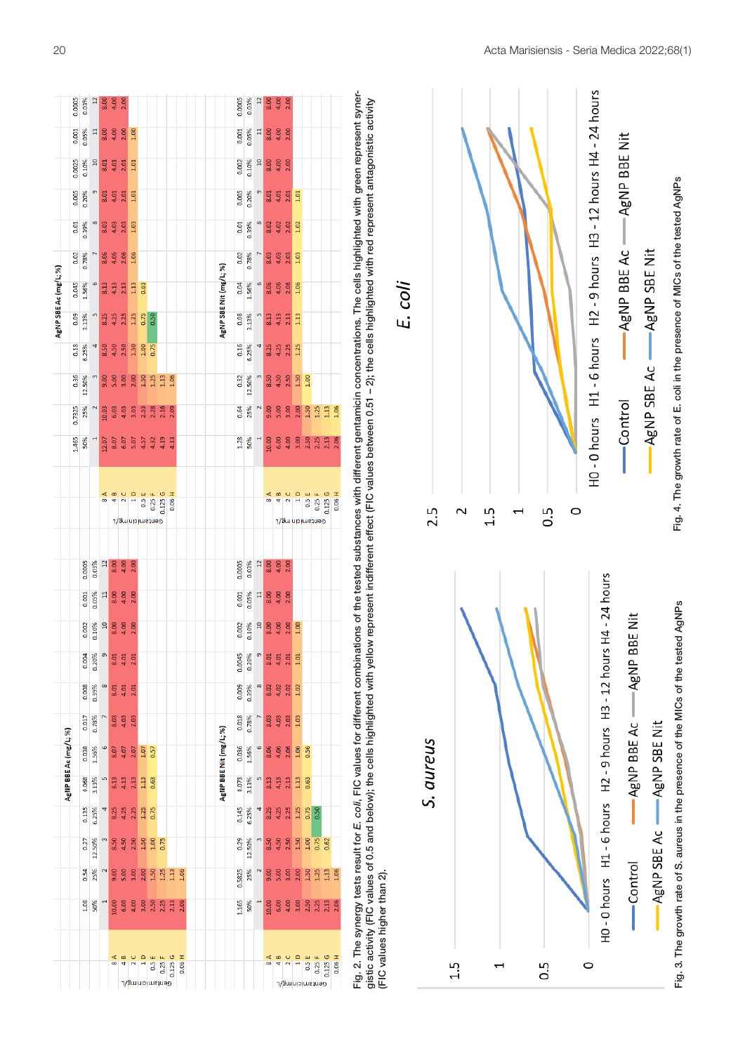Fig. 2. The synergy tests result for *E. coli*, FIC values for different combinations of the tested substances with different gentamicin concentrations. The cells highlighted with green represent synergistic activity (FIC values of 0.5 and below); the cells highlighted with yellow represent indifferent effect (FIC values between 0.51 – 2); the cells highlighted with red represent antagonistic activity (FIC values higher than 2).

Fig. 3. The growth rate of S. aureus in the presence of the MICs of the tested AgNPs

Fig. 4. The growth rate of E. coli in the presence of MICs of the tested AgNPs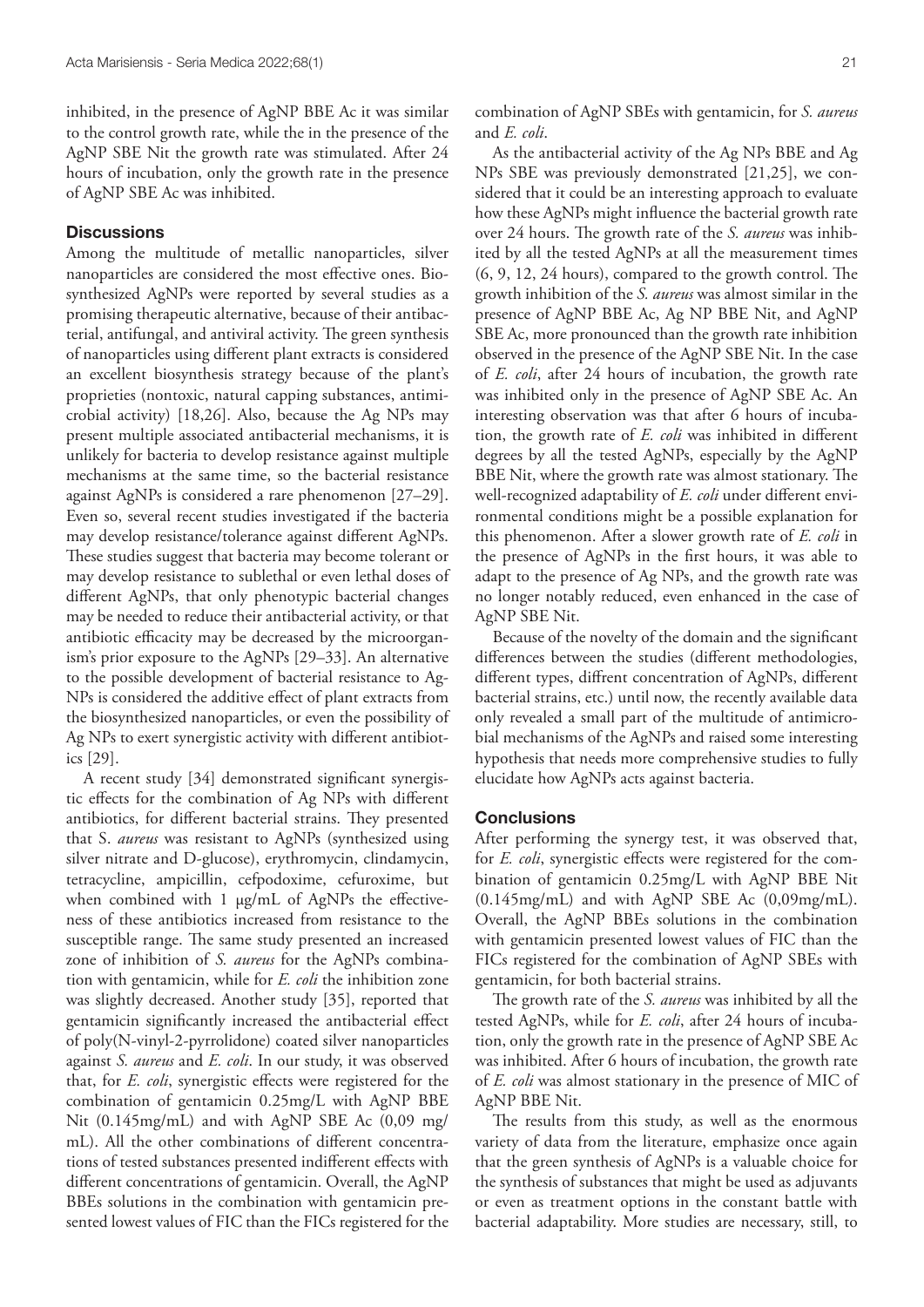inhibited, in the presence of AgNP BBE Ac it was similar to the control growth rate, while the in the presence of the AgNP SBE Nit the growth rate was stimulated. After 24 hours of incubation, only the growth rate in the presence of AgNP SBE Ac was inhibited.

## Discussions

Among the multitude of metallic nanoparticles, silver nanoparticles are considered the most effective ones. Biosynthesized AgNPs were reported by several studies as a promising therapeutic alternative, because of their antibacterial, antifungal, and antiviral activity. The green synthesis of nanoparticles using different plant extracts is considered an excellent biosynthesis strategy because of the plant's proprieties (nontoxic, natural capping substances, antimicrobial activity) [18,26]. Also, because the Ag NPs may present multiple associated antibacterial mechanisms, it is unlikely for bacteria to develop resistance against multiple mechanisms at the same time, so the bacterial resistance against AgNPs is considered a rare phenomenon [27–29]. Even so, several recent studies investigated if the bacteria may develop resistance/tolerance against different AgNPs. These studies suggest that bacteria may become tolerant or may develop resistance to sublethal or even lethal doses of different AgNPs, that only phenotypic bacterial changes may be needed to reduce their antibacterial activity, or that antibiotic efficacity may be decreased by the microorganism's prior exposure to the AgNPs [29–33]. An alternative to the possible development of bacterial resistance to AgNPs is considered the additive effect of plant extracts from the biosynthesized nanoparticles, or even the possibility of Ag NPs to exert synergistic activity with different antibiotics [29].

A recent study [34] demonstrated significant synergistic effects for the combination of Ag NPs with different antibiotics, for different bacterial strains. They presented that S. *aureus* was resistant to AgNPs (synthesized using silver nitrate and D-glucose), erythromycin, clindamycin, tetracycline, ampicillin, cefpodoxime, cefuroxime, but when combined with 1 μg/mL of AgNPs the effectiveness of these antibiotics increased from resistance to the susceptible range. The same study presented an increased zone of inhibition of *S. aureus* for the AgNPs combination with gentamicin, while for *E. coli* the inhibition zone was slightly decreased. Another study [35], reported that gentamicin significantly increased the antibacterial effect of poly(N-vinyl-2-pyrrolidone) coated silver nanoparticles against *S. aureus* and *E. coli*. In our study, it was observed that, for *E. coli*, synergistic effects were registered for the combination of gentamicin 0.25mg/L with AgNP BBE Nit (0.145mg/mL) and with AgNP SBE Ac (0,09 mg/mL). All the other combinations of different concentrations of tested substances presented indifferent effects with different concentrations of gentamicin. Overall, the AgNP BBEs solutions in the combination with gentamicin presented lowest values of FIC than the FICs registered for the combination of AgNP SBEs with gentamicin, for *S. aureus* and *E. coli*.

As the antibacterial activity of the Ag NPs BBE and Ag NPs SBE was previously demonstrated [21,25], we considered that it could be an interesting approach to evaluate how these AgNPs might influence the bacterial growth rate over 24 hours. The growth rate of the *S. aureus* was inhibited by all the tested AgNPs at all the measurement times (6, 9, 12, 24 hours), compared to the growth control. The growth inhibition of the *S. aureus* was almost similar in the presence of AgNP BBE Ac, Ag NP BBE Nit, and AgNP SBE Ac, more pronounced than the growth rate inhibition observed in the presence of the AgNP SBE Nit. In the case of *E. coli*, after 24 hours of incubation, the growth rate was inhibited only in the presence of AgNP SBE Ac. An interesting observation was that after 6 hours of incubation, the growth rate of *E. coli* was inhibited in different degrees by all the tested AgNPs, especially by the AgNP BBE Nit, where the growth rate was almost stationary. The well-recognized adaptability of *E. coli* under different environmental conditions might be a possible explanation for this phenomenon. After a slower growth rate of *E. coli* in the presence of AgNPs in the first hours, it was able to adapt to the presence of Ag NPs, and the growth rate was no longer notably reduced, even enhanced in the case of AgNP SBE Nit.

Because of the novelty of the domain and the significant differences between the studies (different methodologies, different types, diffrent concentration of AgNPs, different bacterial strains, etc.) until now, the recently available data only revealed a small part of the multitude of antimicrobial mechanisms of the AgNPs and raised some interesting hypothesis that needs more comprehensive studies to fully elucidate how AgNPs acts against bacteria.

## Conclusions

After performing the synergy test, it was observed that, for *E. coli*, synergistic effects were registered for the combination of gentamicin 0.25mg/L with AgNP BBE Nit (0.145mg/mL) and with AgNP SBE Ac (0,09mg/mL). Overall, the AgNP BBEs solutions in the combination with gentamicin presented lowest values of FIC than the FICs registered for the combination of AgNP SBEs with gentamicin, for both bacterial strains.

The growth rate of the *S. aureus* was inhibited by all the tested AgNPs, while for *E. coli*, after 24 hours of incubation, only the growth rate in the presence of AgNP SBE Ac was inhibited. After 6 hours of incubation, the growth rate of *E. coli* was almost stationary in the presence of MIC of AgNP BBE Nit.

The results from this study, as well as the enormous variety of data from the literature, emphasize once again that the green synthesis of AgNPs is a valuable choice for the synthesis of substances that might be used as adjuvants or even as treatment options in the constant battle with bacterial adaptability. More studies are necessary, still, to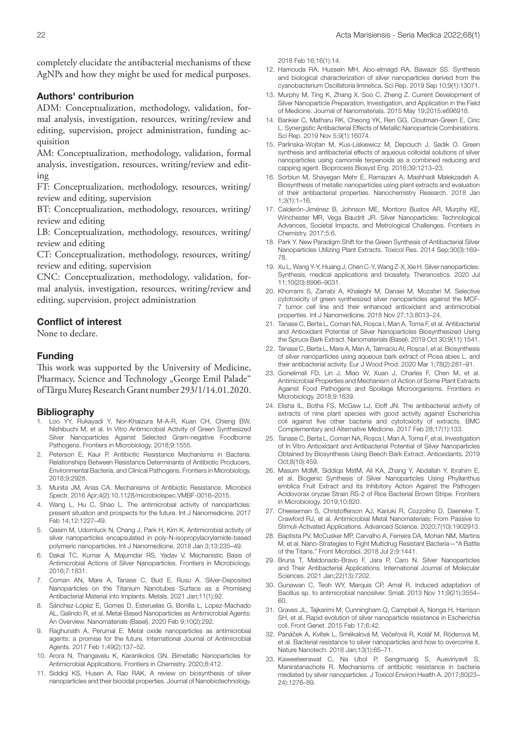completely elucidate the antibacterial mechanisms of these AgNPs and how they might be used for medical purposes.

### Authors' contriburion

ADM: Conceptualization, methodology, validation, formal analysis, investigation, resources, writing/review and editing, supervision, project administration, funding acquisition

AM: Conceptualization, methodology, validation, formal analysis, investigation, resources, writing/review and editing

FT: Conceptualization, methodology, resources, writing/review and editing, supervision

BT: Conceptualization, methodology, resources, writing/review and editing

LB: Conceptualization, methodology, resources, writing/review and editing

CT: Conceptualization, methodology, resources, writing/review and editing, supervision

CNC: Conceptualization, methodology, validation, formal analysis, investigation, resources, writing/review and editing, supervision, project administration

### Conflict of interest

None to declare.

### Funding

This work was supported by the University of Medicine, Pharmacy, Science and Technology „George Emil Palade" of Târgu Mureș Research Grant number 293/1/14.01.2020.

### Bibliography

1. Loo YY, Rukayadi Y, Nor-Khaizura M-A-R, Kuan CH, Chieng BW, Nishibuchi M, et al. In Vitro Antimicrobial Activity of Green Synthesized Silver Nanoparticles Against Selected Gram-negative Foodborne Pathogens. Frontiers in Microbiology. 2018;9:1555.
2. Peterson E, Kaur P. Antibiotic Resistance Mechanisms in Bacteria: Relationships Between Resistance Determinants of Antibiotic Producers, Environmental Bacteria, and Clinical Pathogens. Frontiers in Microbiology. 2018;9:2928.
3. Munita JM, Arias CA. Mechanisms of Antibiotic Resistance. Microbiol Spectr. 2016 Apr;4(2):10.1128/microbiolspec.VMBF-0016–2015.
4. Wang L, Hu C, Shao L. The antimicrobial activity of nanoparticles: present situation and prospects for the future. Int J Nanomedicine. 2017 Feb 14;12:1227–49.
5. Qasim M, Udomluck N, Chang J, Park H, Kim K. Antimicrobial activity of silver nanoparticles encapsulated in poly-N-isopropylacrylamide-based polymeric nanoparticles. Int J Nanomedicine. 2018 Jan 3;13:235–49.
6. Dakal TC, Kumar A, Majumdar RS, Yadav V. Mechanistic Basis of Antimicrobial Actions of Silver Nanoparticles. Frontiers in Microbiology. 2016;7:1831.
7. Coman AN, Mare A, Tanase C, Bud E, Rusu A. Silver-Deposited Nanoparticles on the Titanium Nanotubes Surface as a Promising Antibacterial Material into Implants. Metals. 2021 Jan;11(1):92.
8. Sánchez-López E, Gomes D, Esteruelas G, Bonilla L, Lopez-Machado AL, Galindo R, et al. Metal-Based Nanoparticles as Antimicrobial Agents: An Overview. Nanomaterials (Basel). 2020 Feb 9;10(2):292.
9. Raghunath A, Perumal E. Metal oxide nanoparticles as antimicrobial agents: a promise for the future. International Journal of Antimicrobial Agents. 2017 Feb 1;49(2):137–52.
10. Arora N, Thangavelu K, Karanikolos GN. Bimetallic Nanoparticles for Antimicrobial Applications. Frontiers in Chemistry. 2020;8:412.
11. Siddiqi KS, Husen A, Rao RAK. A review on biosynthesis of silver nanoparticles and their biocidal properties. Journal of Nanobiotechnology. 2018 Feb 16;16(1):14.
12. Hamouda RA, Hussein MH, Abo-elmagd RA, Bawazir SS. Synthesis and biological characterization of silver nanoparticles derived from the cyanobacterium Oscillatoria limnetica. Sci Rep. 2019 Sep 10;9(1):13071.
13. Murphy M, Ting K, Zhang X, Soo C, Zheng Z. Current Development of Silver Nanoparticle Preparation, Investigation, and Application in the Field of Medicine. Journal of Nanomaterials. 2015 May 19;2015:e696918.
14. Bankier C, Matharu RK, Cheong YK, Ren GG, Cloutman-Green E, Ciric L. Synergistic Antibacterial Effects of Metallic Nanoparticle Combinations. Sci Rep. 2019 Nov 5;9(1):16074.
15. Parlinska-Wojtan M, Kus-Liskiewicz M, Depciuch J, Sadik O. Green synthesis and antibacterial effects of aqueous colloidal solutions of silver nanoparticles using camomile terpenoids as a combined reducing and capping agent. Bioprocess Biosyst Eng. 2016;39:1213–23.
16. Sorbiun M, Shayegan Mehr E, Ramazani A, Mashhadi Malekzadeh A. Biosynthesis of metallic nanoparticles using plant extracts and evaluation of their antibacterial properties. Nanochemistry Research. 2018 Jan 1;3(1):1–16.
17. Calderón-Jiménez B, Johnson ME, Montoro Bustos AR, Murphy KE, Winchester MR, Vega Baudrit JR. Silver Nanoparticles: Technological Advances, Societal Impacts, and Metrological Challenges. Frontiers in Chemistry. 2017;5:6.
18. Park Y. New Paradigm Shift for the Green Synthesis of Antibacterial Silver Nanoparticles Utilizing Plant Extracts. Toxicol Res. 2014 Sep;30(3):169–78.
19. Xu L, Wang Y-Y, Huang J, Chen C-Y, Wang Z-X, Xie H. Silver nanoparticles: Synthesis, medical applications and biosafety. Theranostics. 2020 Jul 11;10(20):8996–9031.
20. Khorrami S, Zarrabi A, Khaleghi M, Danaei M, Mozafari M. Selective cytotoxicity of green synthesized silver nanoparticles against the MCF-7 tumor cell line and their enhanced antioxidant and antimicrobial properties. Int J Nanomedicine. 2018 Nov 27;13:8013–24.
21. Tanase C, Berta L, Coman NA, Roșca I, Man A, Toma F, et al. Antibacterial and Antioxidant Potential of Silver Nanoparticles Biosynthesized Using the Spruce Bark Extract. Nanomaterials (Basel). 2019 Oct 30;9(11):1541.
22. Tanase C, Berta L, Mare A, Man A, Talmaciu AI, Roșca I, et al. Biosynthesis of silver nanoparticles using aqueous bark extract of Picea abies L. and their antibacterial activity. Eur J Wood Prod. 2020 Mar 1;78(2):281–91.
23. Gonelimali FD, Lin J, Miao W, Xuan J, Charles F, Chen M, et al. Antimicrobial Properties and Mechanism of Action of Some Plant Extracts Against Food Pathogens and Spoilage Microorganisms. Frontiers in Microbiology. 2018;9:1639.
24. Elisha IL, Botha FS, McGaw LJ, Eloff JN. The antibacterial activity of extracts of nine plant species with good activity against Escherichia coli against five other bacteria and cytotoxicity of extracts. BMC Complementary and Alternative Medicine. 2017 Feb 28;17(1):133.
25. Tanase C, Berta L, Coman NA, Roșca I, Man A, Toma F, et al. Investigation of In Vitro Antioxidant and Antibacterial Potential of Silver Nanoparticles Obtained by Biosynthesis Using Beech Bark Extract. Antioxidants. 2019 Oct;8(10):459.
26. Masum MdMI, Siddiqa MstM, Ali KA, Zhang Y, Abdallah Y, Ibrahim E, et al. Biogenic Synthesis of Silver Nanoparticles Using Phyllanthus emblica Fruit Extract and Its Inhibitory Action Against the Pathogen Acidovorax oryzae Strain RS-2 of Rice Bacterial Brown Stripe. Frontiers in Microbiology. 2019;10:820.
27. Cheeseman S, Christofferson AJ, Kariuki R, Cozzolino D, Daeneke T, Crawford RJ, et al. Antimicrobial Metal Nanomaterials: From Passive to Stimuli-Activated Applications. Advanced Science. 2020;7(10):1902913.
28. Baptista PV, McCusker MP, Carvalho A, Ferreira DA, Mohan NM, Martins M, et al. Nano-Strategies to Fight Multidrug Resistant Bacteria—"A Battle of the Titans." Front Microbiol. 2018 Jul 2;9:1441.
29. Bruna T, Maldonado-Bravo F, Jara P, Caro N. Silver Nanoparticles and Their Antibacterial Applications. International Journal of Molecular Sciences. 2021 Jan;22(13):7202.
30. Gunawan C, Teoh WY, Marquis CP, Amal R. Induced adaptation of Bacillus sp. to antimicrobial nanosilver. Small. 2013 Nov 11;9(21):3554–60.
31. Graves JL, Tajkarimi M, Cunningham Q, Campbell A, Nonga H, Harrison SH, et al. Rapid evolution of silver nanoparticle resistance in Escherichia coli. Front Genet. 2015 Feb 17;6:42.
32. Panáček A, Kvítek L, Smékalová M, Večeřová R, Kolář M, Röderová M, et al. Bacterial resistance to silver nanoparticles and how to overcome it. Nature Nanotech. 2018 Jan;13(1):65–71.
33. Kaweeteerawat C, Na Ubol P, Sangmuang S, Aueviriyavit S, Maniratanachote R. Mechanisms of antibiotic resistance in bacteria mediated by silver nanoparticles. J Toxicol Environ Health A. 2017;80(23–24):1276–89.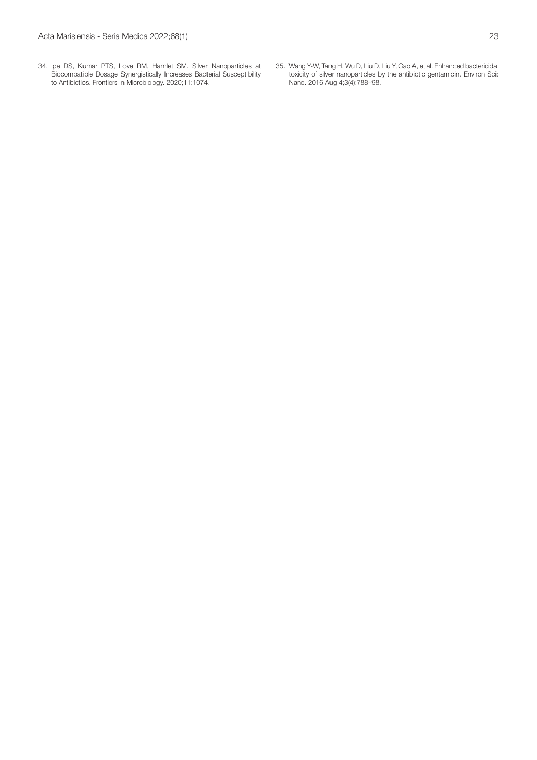34. Ipe DS, Kumar PTS, Love RM, Hamlet SM. Silver Nanoparticles at Biocompatible Dosage Synergistically Increases Bacterial Susceptibility to Antibiotics. Frontiers in Microbiology. 2020;11:1074.
35. Wang Y-W, Tang H, Wu D, Liu D, Liu Y, Cao A, et al. Enhanced bactericidal toxicity of silver nanoparticles by the antibiotic gentamicin. Environ Sci: Nano. 2016 Aug 4;3(4):788–98.